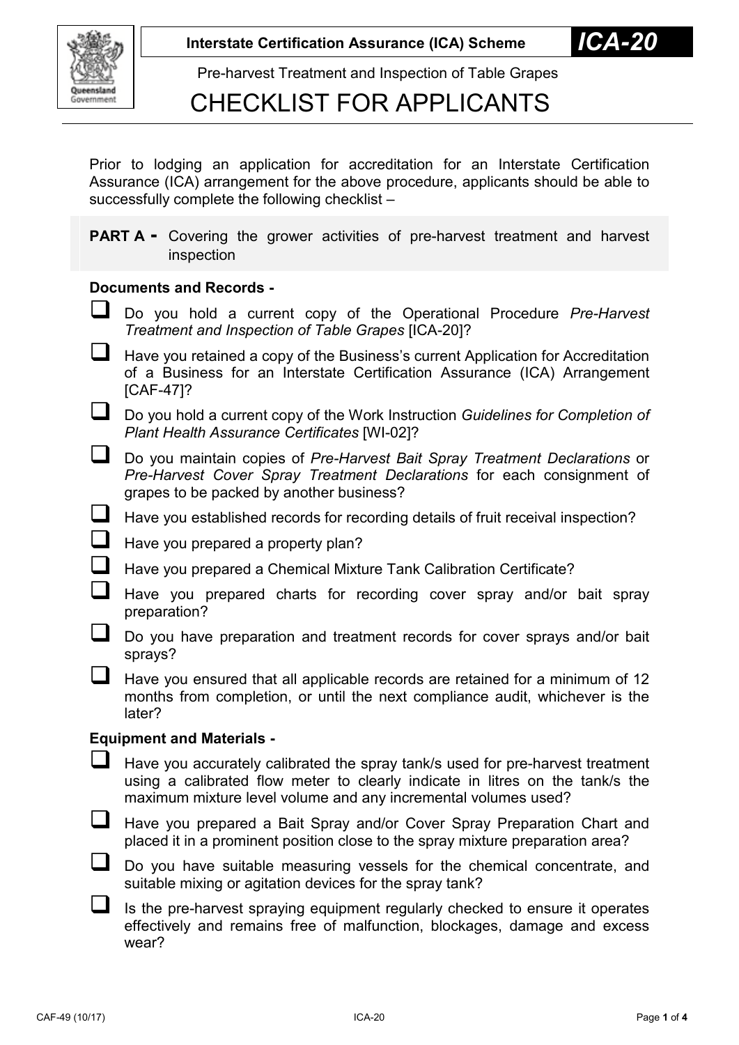**Interstate Certification Assurance (ICA) Scheme** **ICA-20**

Pre-harvest Treatment and Inspection of Table Grapes

# CHECKLIST FOR APPLICANTS

Prior to lodging an application for accreditation for an Interstate Certification Assurance (ICA) arrangement for the above procedure, applicants should be able to successfully complete the following checklist –

**PART A -** Covering the grower activities of pre-harvest treatment and harvest inspection

**Documents and Records -**

- ☐ Do you hold a current copy of the Operational Procedure *Pre-Harvest Treatment and Inspection of Table Grapes* [ICA-20]?
- ☐ Have you retained a copy of the Business's current Application for Accreditation of a Business for an Interstate Certification Assurance (ICA) Arrangement [CAF-47]?
- ☐ Do you hold a current copy of the Work Instruction *Guidelines for Completion of Plant Health Assurance Certificates* [WI-02]?
- ☐ Do you maintain copies of *Pre-Harvest Bait Spray Treatment Declarations* or *Pre-Harvest Cover Spray Treatment Declarations* for each consignment of grapes to be packed by another business?
- ☐ Have you established records for recording details of fruit receival inspection?
- ☐ Have you prepared a property plan?
- ☐ Have you prepared a Chemical Mixture Tank Calibration Certificate?
- ☐ Have you prepared charts for recording cover spray and/or bait spray preparation?
- ☐ Do you have preparation and treatment records for cover sprays and/or bait sprays?
- ☐ Have you ensured that all applicable records are retained for a minimum of 12 months from completion, or until the next compliance audit, whichever is the later?

**Equipment and Materials -**

- ☐ Have you accurately calibrated the spray tank/s used for pre-harvest treatment using a calibrated flow meter to clearly indicate in litres on the tank/s the maximum mixture level volume and any incremental volumes used?
- ☐ Have you prepared a Bait Spray and/or Cover Spray Preparation Chart and placed it in a prominent position close to the spray mixture preparation area?
- ☐ Do you have suitable measuring vessels for the chemical concentrate, and suitable mixing or agitation devices for the spray tank?
- ☐ Is the pre-harvest spraying equipment regularly checked to ensure it operates effectively and remains free of malfunction, blockages, damage and excess wear?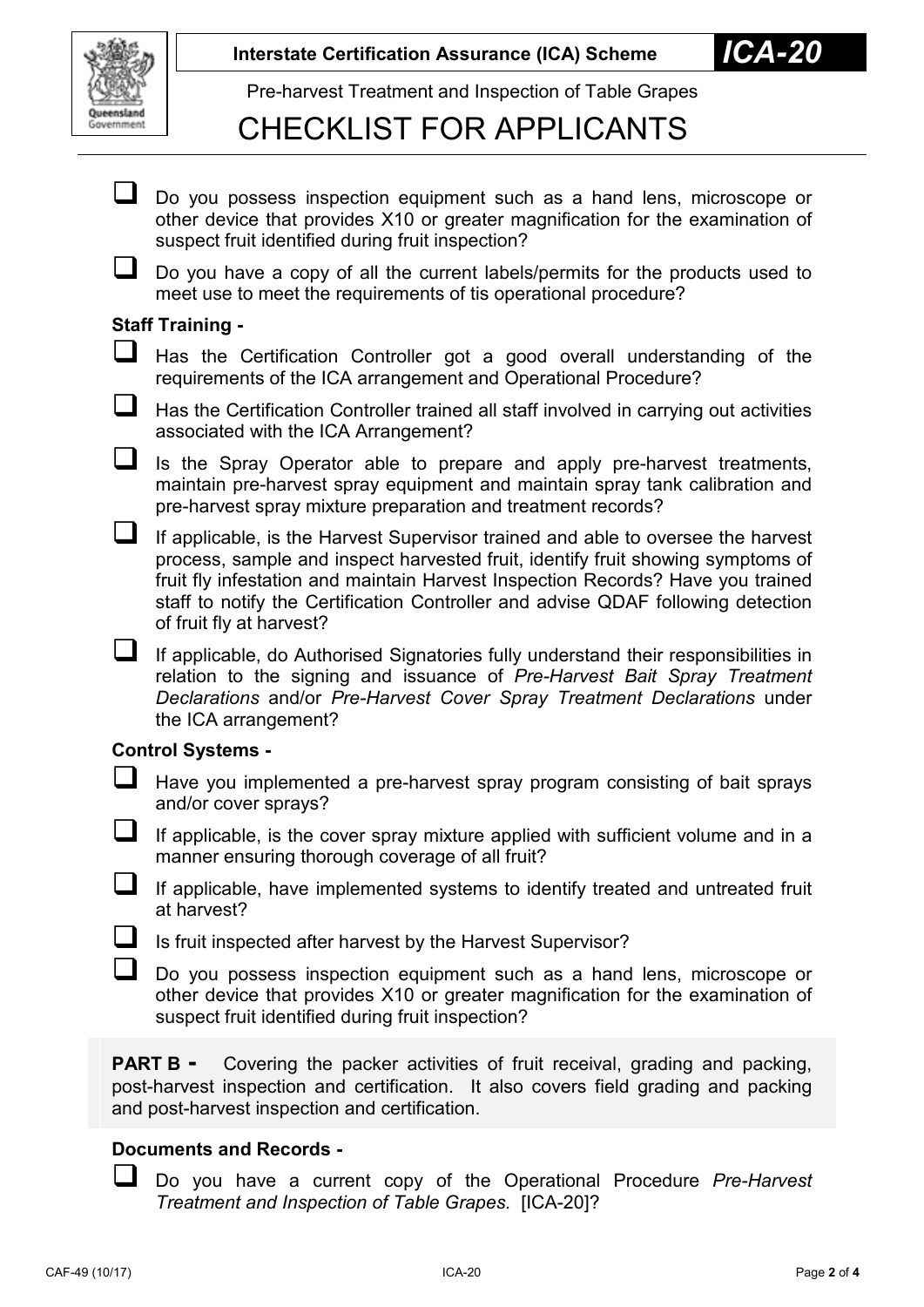- [ ] Do you possess inspection equipment such as a hand lens, microscope or other device that provides X10 or greater magnification for the examination of suspect fruit identified during fruit inspection?
- [ ] Do you have a copy of all the current labels/permits for the products used to meet use to meet the requirements of tis operational procedure?

**Staff Training -**

- [ ] Has the Certification Controller got a good overall understanding of the requirements of the ICA arrangement and Operational Procedure?
- [ ] Has the Certification Controller trained all staff involved in carrying out activities associated with the ICA Arrangement?
- [ ] Is the Spray Operator able to prepare and apply pre-harvest treatments, maintain pre-harvest spray equipment and maintain spray tank calibration and pre-harvest spray mixture preparation and treatment records?
- [ ] If applicable, is the Harvest Supervisor trained and able to oversee the harvest process, sample and inspect harvested fruit, identify fruit showing symptoms of fruit fly infestation and maintain Harvest Inspection Records? Have you trained staff to notify the Certification Controller and advise QDAF following detection of fruit fly at harvest?
- [ ] If applicable, do Authorised Signatories fully understand their responsibilities in relation to the signing and issuance of *Pre-Harvest Bait Spray Treatment Declarations* and/or *Pre-Harvest Cover Spray Treatment Declarations* under the ICA arrangement?

**Control Systems -**

- [ ] Have you implemented a pre-harvest spray program consisting of bait sprays and/or cover sprays?
- [ ] If applicable, is the cover spray mixture applied with sufficient volume and in a manner ensuring thorough coverage of all fruit?
- [ ] If applicable, have implemented systems to identify treated and untreated fruit at harvest?
- [ ] Is fruit inspected after harvest by the Harvest Supervisor?
- [ ] Do you possess inspection equipment such as a hand lens, microscope or other device that provides X10 or greater magnification for the examination of suspect fruit identified during fruit inspection?

**PART B -** Covering the packer activities of fruit receival, grading and packing, post-harvest inspection and certification. It also covers field grading and packing and post-harvest inspection and certification.

**Documents and Records -**

- [ ] Do you have a current copy of the Operational Procedure *Pre-Harvest Treatment and Inspection of Table Grapes.* [ICA-20]?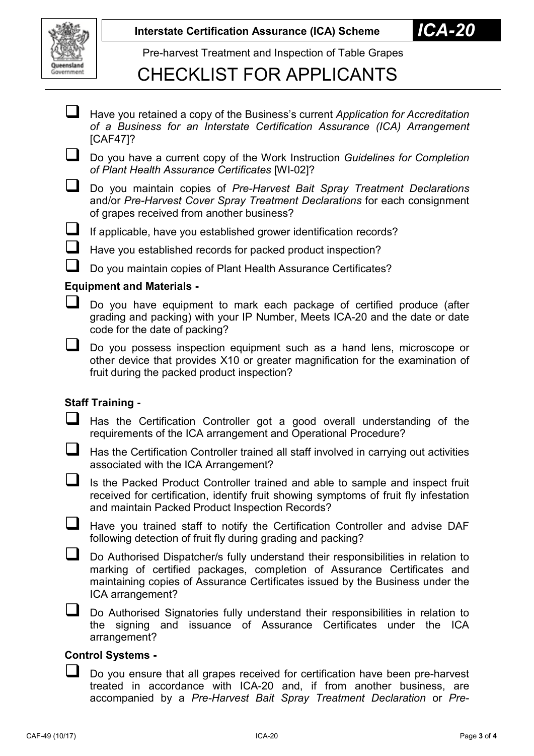Interstate Certification Assurance (ICA) Scheme **ICA-20**

Pre-harvest Treatment and Inspection of Table Grapes

# CHECKLIST FOR APPLICANTS

- ☐ Have you retained a copy of the Business's current *Application for Accreditation of a Business for an Interstate Certification Assurance (ICA) Arrangement* [CAF47]?
- ☐ Do you have a current copy of the Work Instruction *Guidelines for Completion of Plant Health Assurance Certificates* [WI-02]?
- ☐ Do you maintain copies of *Pre-Harvest Bait Spray Treatment Declarations* and/or *Pre-Harvest Cover Spray Treatment Declarations* for each consignment of grapes received from another business?
- ☐ If applicable, have you established grower identification records?
- ☐ Have you established records for packed product inspection?
- ☐ Do you maintain copies of Plant Health Assurance Certificates?

**Equipment and Materials -**

- ☐ Do you have equipment to mark each package of certified produce (after grading and packing) with your IP Number, Meets ICA-20 and the date or date code for the date of packing?
- ☐ Do you possess inspection equipment such as a hand lens, microscope or other device that provides X10 or greater magnification for the examination of fruit during the packed product inspection?

**Staff Training -**

- ☐ Has the Certification Controller got a good overall understanding of the requirements of the ICA arrangement and Operational Procedure?
- ☐ Has the Certification Controller trained all staff involved in carrying out activities associated with the ICA Arrangement?
- ☐ Is the Packed Product Controller trained and able to sample and inspect fruit received for certification, identify fruit showing symptoms of fruit fly infestation and maintain Packed Product Inspection Records?
- ☐ Have you trained staff to notify the Certification Controller and advise DAF following detection of fruit fly during grading and packing?
- ☐ Do Authorised Dispatcher/s fully understand their responsibilities in relation to marking of certified packages, completion of Assurance Certificates and maintaining copies of Assurance Certificates issued by the Business under the ICA arrangement?
- ☐ Do Authorised Signatories fully understand their responsibilities in relation to the signing and issuance of Assurance Certificates under the ICA arrangement?

**Control Systems -**

- ☐ Do you ensure that all grapes received for certification have been pre-harvest treated in accordance with ICA-20 and, if from another business, are accompanied by a *Pre-Harvest Bait Spray Treatment Declaration* or *Pre-*

CAF-49 (10/17) ICA-20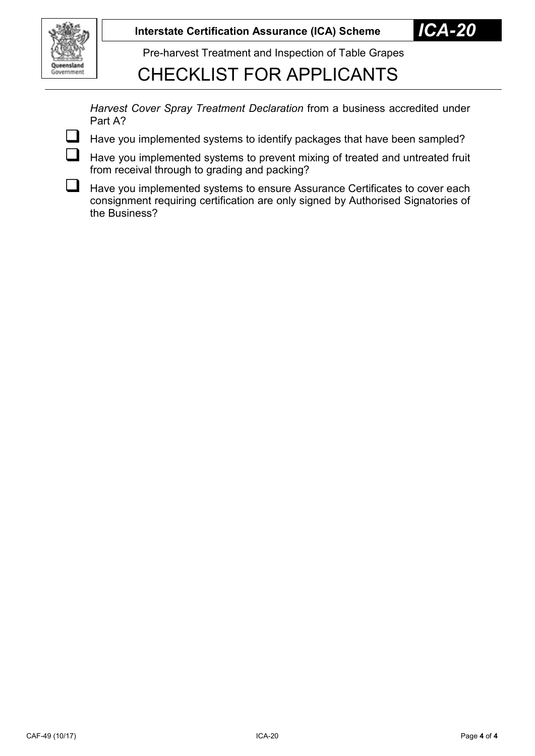*Harvest Cover Spray Treatment Declaration* from a business accredited under Part A?

- ☐ Have you implemented systems to identify packages that have been sampled?
- ☐ Have you implemented systems to prevent mixing of treated and untreated fruit from receival through to grading and packing?
- ☐ Have you implemented systems to ensure Assurance Certificates to cover each consignment requiring certification are only signed by Authorised Signatories of the Business?